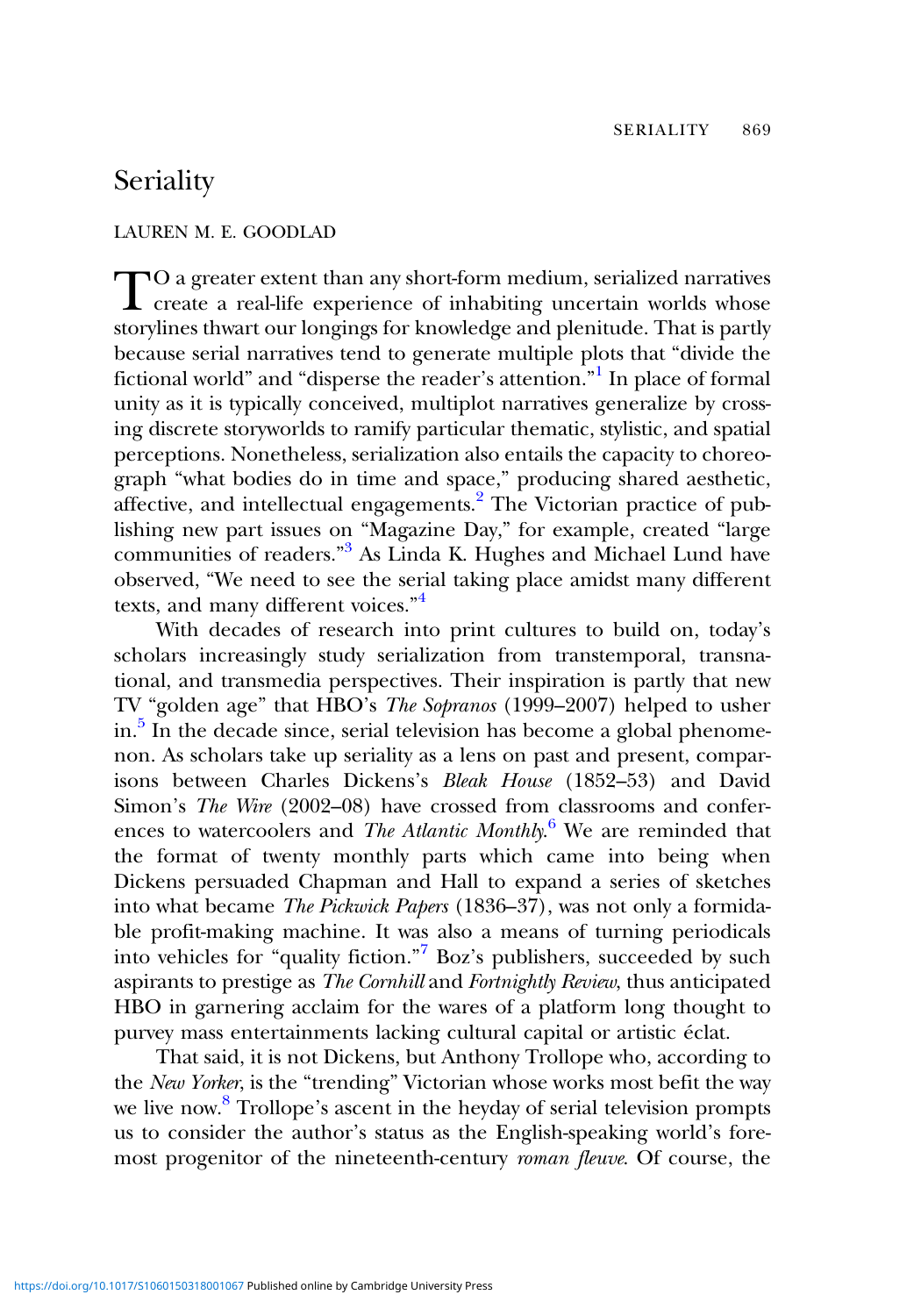# Seriality

LAUREN M. E. GOODLAD

To a greater extent than any short-form medium, serialized narratives create a real-life experience of inhabiting uncertain worlds whose storylines thwart our longings for knowledge and plenitude. That is partly because serial narratives tend to generate multiple plots that "divide the fictional world" and "disperse the reader's attention."[1] In place of formal unity as it is typically conceived, multiplot narratives generalize by crossing discrete storyworlds to ramify particular thematic, stylistic, and spatial perceptions. Nonetheless, serialization also entails the capacity to choreograph "what bodies do in time and space," producing shared aesthetic, affective, and intellectual engagements.[2] The Victorian practice of publishing new part issues on "Magazine Day," for example, created "large communities of readers."[3] As Linda K. Hughes and Michael Lund have observed, "We need to see the serial taking place amidst many different texts, and many different voices."[4]

With decades of research into print cultures to build on, today's scholars increasingly study serialization from transtemporal, transnational, and transmedia perspectives. Their inspiration is partly that new TV "golden age" that HBO's *The Sopranos* (1999–2007) helped to usher in.[5] In the decade since, serial television has become a global phenomenon. As scholars take up seriality as a lens on past and present, comparisons between Charles Dickens's *Bleak House* (1852–53) and David Simon's *The Wire* (2002–08) have crossed from classrooms and conferences to watercoolers and *The Atlantic Monthly*.[6] We are reminded that the format of twenty monthly parts which came into being when Dickens persuaded Chapman and Hall to expand a series of sketches into what became *The Pickwick Papers* (1836–37), was not only a formidable profit-making machine. It was also a means of turning periodicals into vehicles for "quality fiction."[7] Boz's publishers, succeeded by such aspirants to prestige as *The Cornhill* and *Fortnightly Review*, thus anticipated HBO in garnering acclaim for the wares of a platform long thought to purvey mass entertainments lacking cultural capital or artistic éclat.

That said, it is not Dickens, but Anthony Trollope who, according to the *New Yorker*, is the "trending" Victorian whose works most befit the way we live now.[8] Trollope's ascent in the heyday of serial television prompts us to consider the author's status as the English-speaking world's foremost progenitor of the nineteenth-century *roman fleuve*. Of course, the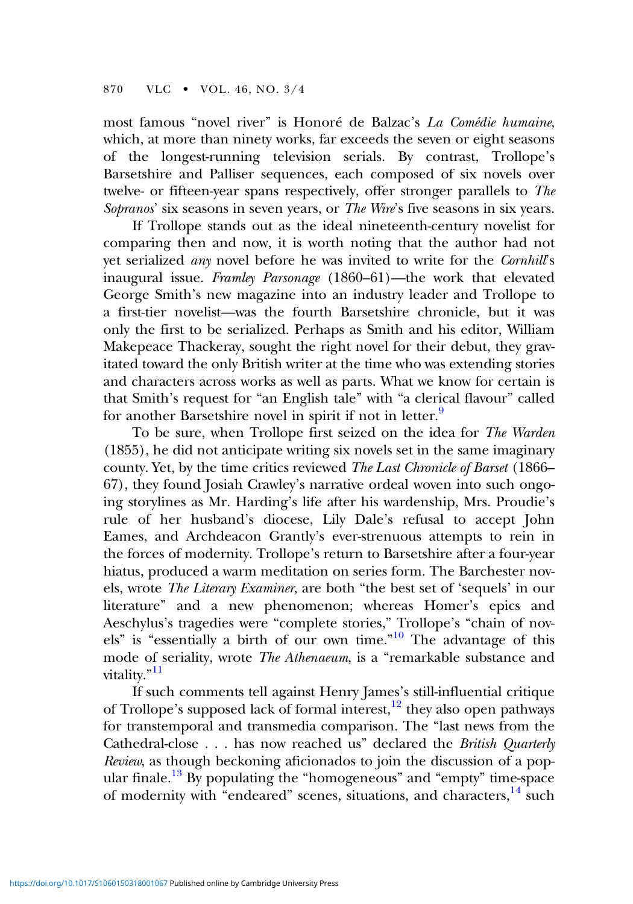most famous "novel river" is Honoré de Balzac's *La Comédie humaine*, which, at more than ninety works, far exceeds the seven or eight seasons of the longest-running television serials. By contrast, Trollope's Barsetshire and Palliser sequences, each composed of six novels over twelve- or fifteen-year spans respectively, offer stronger parallels to *The Sopranos*' six seasons in seven years, or *The Wire*'s five seasons in six years.

If Trollope stands out as the ideal nineteenth-century novelist for comparing then and now, it is worth noting that the author had not yet serialized *any* novel before he was invited to write for the *Cornhill*'s inaugural issue. *Framley Parsonage* (1860–61)—the work that elevated George Smith's new magazine into an industry leader and Trollope to a first-tier novelist—was the fourth Barsetshire chronicle, but it was only the first to be serialized. Perhaps as Smith and his editor, William Makepeace Thackeray, sought the right novel for their debut, they gravitated toward the only British writer at the time who was extending stories and characters across works as well as parts. What we know for certain is that Smith's request for "an English tale" with "a clerical flavour" called for another Barsetshire novel in spirit if not in letter.[9]

To be sure, when Trollope first seized on the idea for *The Warden* (1855), he did not anticipate writing six novels set in the same imaginary county. Yet, by the time critics reviewed *The Last Chronicle of Barset* (1866–67), they found Josiah Crawley's narrative ordeal woven into such ongoing storylines as Mr. Harding's life after his wardenship, Mrs. Proudie's rule of her husband's diocese, Lily Dale's refusal to accept John Eames, and Archdeacon Grantly's ever-strenuous attempts to rein in the forces of modernity. Trollope's return to Barsetshire after a four-year hiatus, produced a warm meditation on series form. The Barchester novels, wrote *The Literary Examiner*, are both "the best set of 'sequels' in our literature" and a new phenomenon; whereas Homer's epics and Aeschylus's tragedies were "complete stories," Trollope's "chain of novels" is "essentially a birth of our own time."[10] The advantage of this mode of seriality, wrote *The Athenaeum*, is a "remarkable substance and vitality."[11]

If such comments tell against Henry James's still-influential critique of Trollope's supposed lack of formal interest,[12] they also open pathways for transtemporal and transmedia comparison. The "last news from the Cathedral-close . . . has now reached us" declared the *British Quarterly Review*, as though beckoning aficionados to join the discussion of a popular finale.[13] By populating the "homogeneous" and "empty" time-space of modernity with "endeared" scenes, situations, and characters,[14] such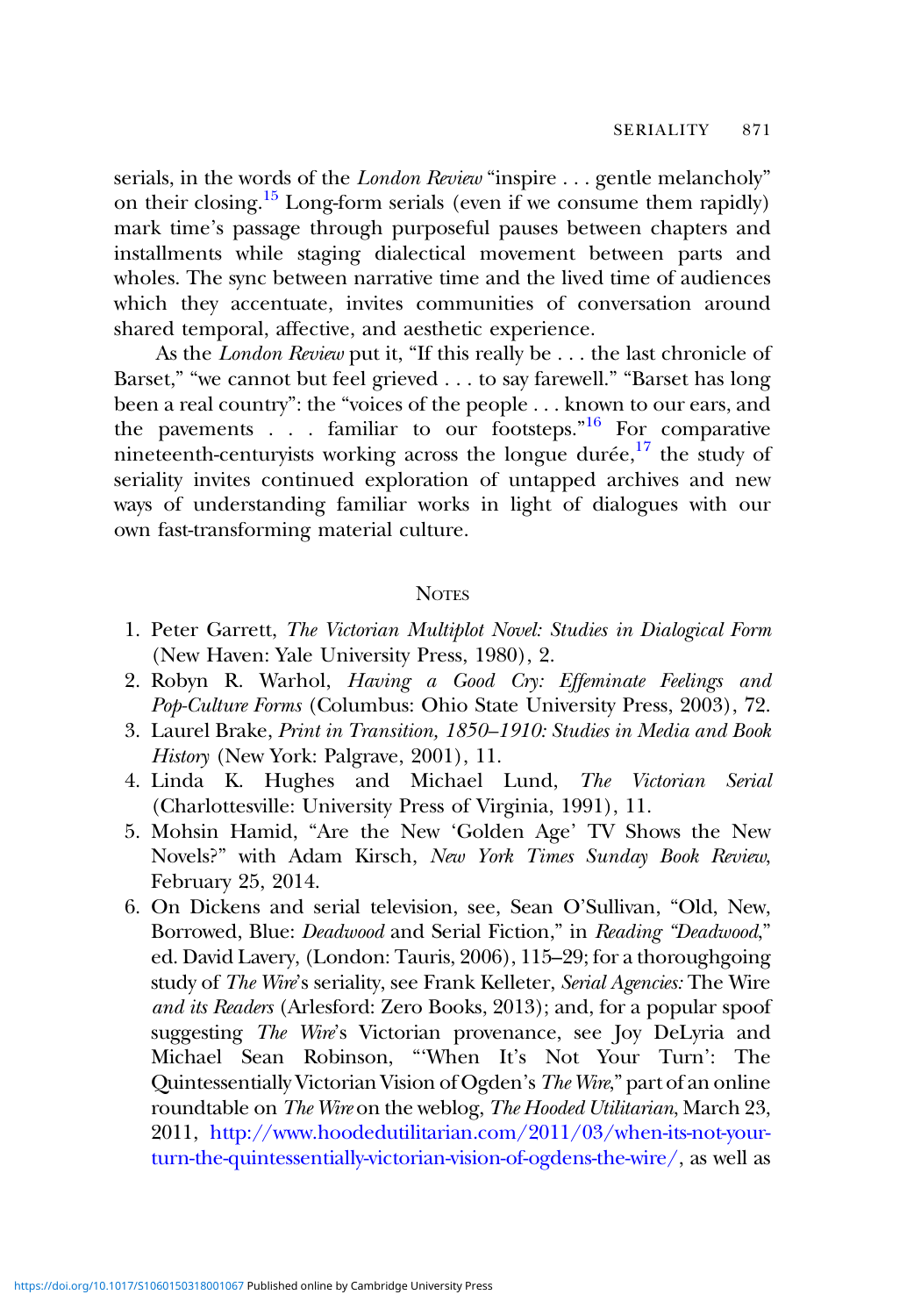serials, in the words of the *London Review* "inspire . . . gentle melancholy" on their closing.[15] Long-form serials (even if we consume them rapidly) mark time's passage through purposeful pauses between chapters and installments while staging dialectical movement between parts and wholes. The sync between narrative time and the lived time of audiences which they accentuate, invites communities of conversation around shared temporal, affective, and aesthetic experience.

As the *London Review* put it, "If this really be . . . the last chronicle of Barset," "we cannot but feel grieved . . . to say farewell." "Barset has long been a real country": the "voices of the people . . . known to our ears, and the pavements . . . familiar to our footsteps."[16] For comparative nineteenth-centuryists working across the longue durée,[17] the study of seriality invites continued exploration of untapped archives and new ways of understanding familiar works in light of dialogues with our own fast-transforming material culture.

## Notes

1. Peter Garrett, *The Victorian Multiplot Novel: Studies in Dialogical Form* (New Haven: Yale University Press, 1980), 2.
2. Robyn R. Warhol, *Having a Good Cry: Effeminate Feelings and Pop-Culture Forms* (Columbus: Ohio State University Press, 2003), 72.
3. Laurel Brake, *Print in Transition, 1850–1910: Studies in Media and Book History* (New York: Palgrave, 2001), 11.
4. Linda K. Hughes and Michael Lund, *The Victorian Serial* (Charlottesville: University Press of Virginia, 1991), 11.
5. Mohsin Hamid, "Are the New 'Golden Age' TV Shows the New Novels?" with Adam Kirsch, *New York Times Sunday Book Review*, February 25, 2014.
6. On Dickens and serial television, see, Sean O'Sullivan, "Old, New, Borrowed, Blue: *Deadwood* and Serial Fiction," in *Reading "Deadwood*," ed. David Lavery, (London: Tauris, 2006), 115–29; for a thoroughgoing study of *The Wire*'s seriality, see Frank Kelleter, *Serial Agencies:* The Wire *and its Readers* (Arlesford: Zero Books, 2013); and, for a popular spoof suggesting *The Wire*'s Victorian provenance, see Joy DeLyria and Michael Sean Robinson, "'When It's Not Your Turn': The Quintessentially Victorian Vision of Ogden's *The Wire*," part of an online roundtable on *The Wire* on the weblog, *The Hooded Utilitarian*, March 23, 2011, http://www.hoodedutilitarian.com/2011/03/when-its-not-your-turn-the-quintessentially-victorian-vision-of-ogdens-the-wire/, as well as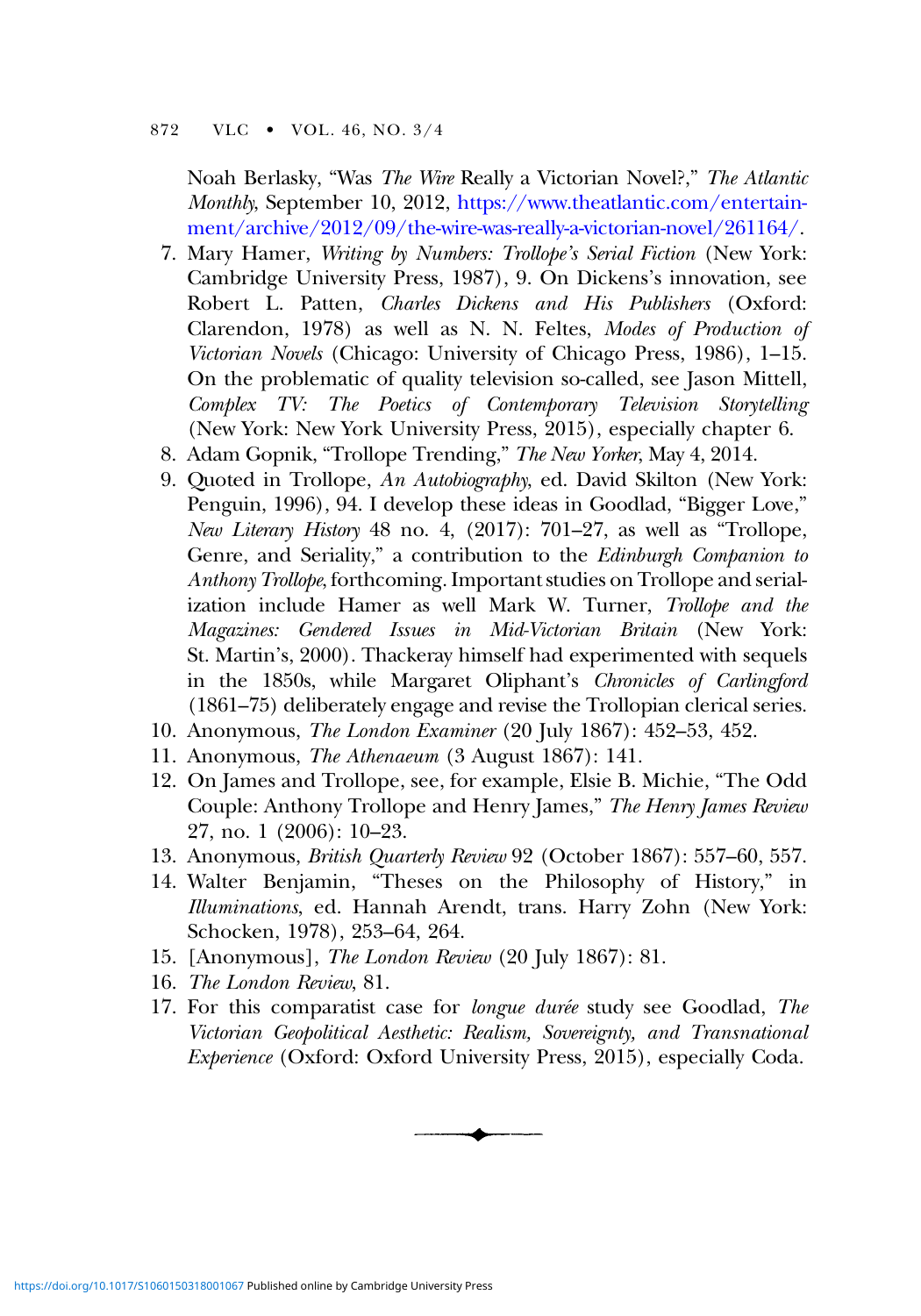Noah Berlasky, "Was *The Wire* Really a Victorian Novel?," *The Atlantic Monthly*, September 10, 2012, https://www.theatlantic.com/entertainment/archive/2012/09/the-wire-was-really-a-victorian-novel/261164/.

7. Mary Hamer, *Writing by Numbers: Trollope's Serial Fiction* (New York: Cambridge University Press, 1987), 9. On Dickens's innovation, see Robert L. Patten, *Charles Dickens and His Publishers* (Oxford: Clarendon, 1978) as well as N. N. Feltes, *Modes of Production of Victorian Novels* (Chicago: University of Chicago Press, 1986), 1–15. On the problematic of quality television so-called, see Jason Mittell, *Complex TV: The Poetics of Contemporary Television Storytelling* (New York: New York University Press, 2015), especially chapter 6.
8. Adam Gopnik, "Trollope Trending," *The New Yorker*, May 4, 2014.
9. Quoted in Trollope, *An Autobiography*, ed. David Skilton (New York: Penguin, 1996), 94. I develop these ideas in Goodlad, "Bigger Love," *New Literary History* 48 no. 4, (2017): 701–27, as well as "Trollope, Genre, and Seriality," a contribution to the *Edinburgh Companion to Anthony Trollope*, forthcoming. Important studies on Trollope and serialization include Hamer as well Mark W. Turner, *Trollope and the Magazines: Gendered Issues in Mid-Victorian Britain* (New York: St. Martin's, 2000). Thackeray himself had experimented with sequels in the 1850s, while Margaret Oliphant's *Chronicles of Carlingford* (1861–75) deliberately engage and revise the Trollopian clerical series.
10. Anonymous, *The London Examiner* (20 July 1867): 452–53, 452.
11. Anonymous, *The Athenaeum* (3 August 1867): 141.
12. On James and Trollope, see, for example, Elsie B. Michie, "The Odd Couple: Anthony Trollope and Henry James," *The Henry James Review* 27, no. 1 (2006): 10–23.
13. Anonymous, *British Quarterly Review* 92 (October 1867): 557–60, 557.
14. Walter Benjamin, "Theses on the Philosophy of History," in *Illuminations*, ed. Hannah Arendt, trans. Harry Zohn (New York: Schocken, 1978), 253–64, 264.
15. [Anonymous], *The London Review* (20 July 1867): 81.
16. *The London Review*, 81.
17. For this comparatist case for *longue durée* study see Goodlad, *The Victorian Geopolitical Aesthetic: Realism, Sovereignty, and Transnational Experience* (Oxford: Oxford University Press, 2015), especially Coda.